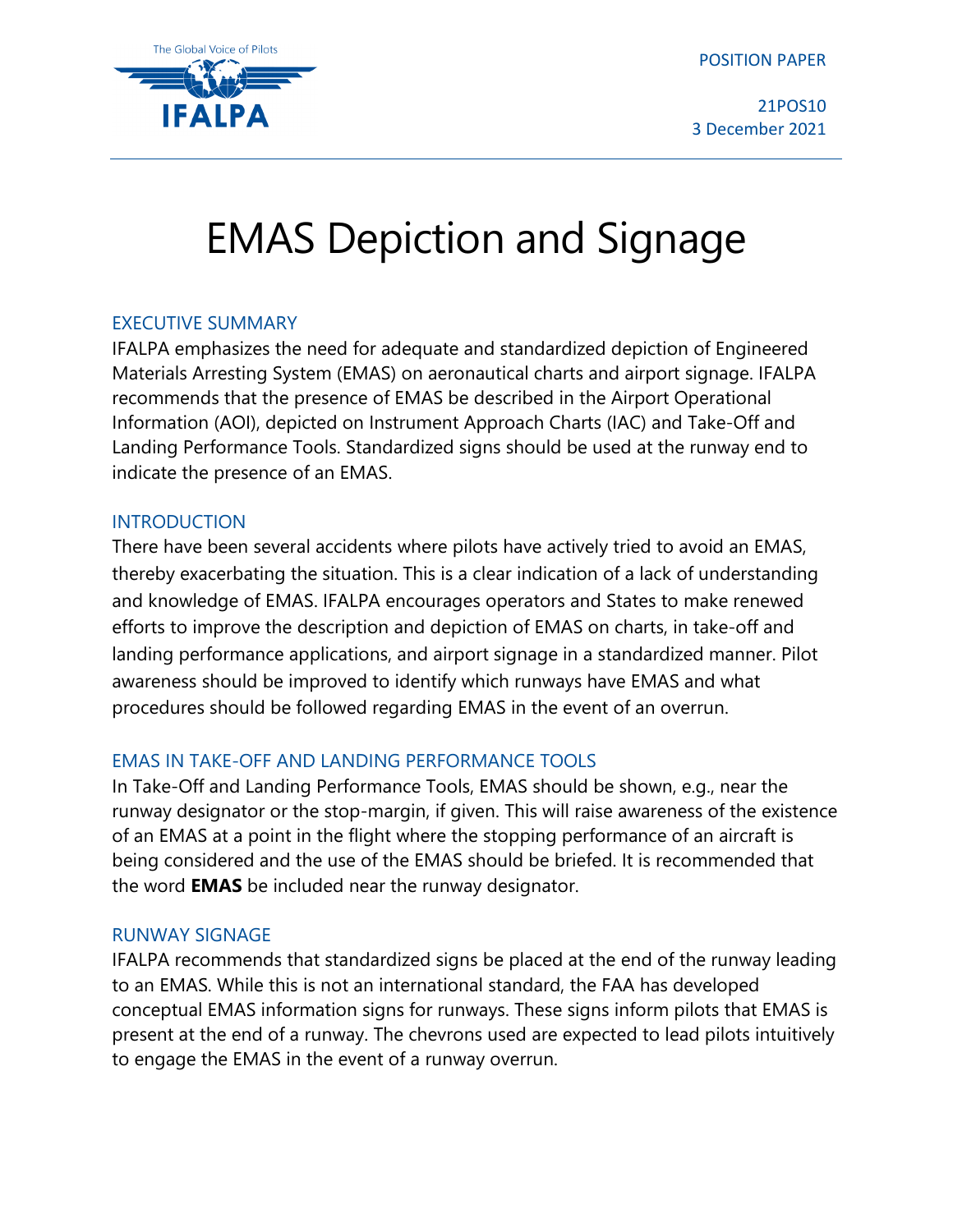IFALPA — The Global Voice of Pilots

POSITION PAPER

21POS10
3 December 2021

# EMAS Depiction and Signage

## EXECUTIVE SUMMARY

IFALPA emphasizes the need for adequate and standardized depiction of Engineered Materials Arresting System (EMAS) on aeronautical charts and airport signage. IFALPA recommends that the presence of EMAS be described in the Airport Operational Information (AOI), depicted on Instrument Approach Charts (IAC) and Take-Off and Landing Performance Tools. Standardized signs should be used at the runway end to indicate the presence of an EMAS.

## INTRODUCTION

There have been several accidents where pilots have actively tried to avoid an EMAS, thereby exacerbating the situation. This is a clear indication of a lack of understanding and knowledge of EMAS. IFALPA encourages operators and States to make renewed efforts to improve the description and depiction of EMAS on charts, in take-off and landing performance applications, and airport signage in a standardized manner. Pilot awareness should be improved to identify which runways have EMAS and what procedures should be followed regarding EMAS in the event of an overrun.

## EMAS IN TAKE-OFF AND LANDING PERFORMANCE TOOLS

In Take-Off and Landing Performance Tools, EMAS should be shown, e.g., near the runway designator or the stop-margin, if given. This will raise awareness of the existence of an EMAS at a point in the flight where the stopping performance of an aircraft is being considered and the use of the EMAS should be briefed. It is recommended that the word **EMAS** be included near the runway designator.

## RUNWAY SIGNAGE

IFALPA recommends that standardized signs be placed at the end of the runway leading to an EMAS. While this is not an international standard, the FAA has developed conceptual EMAS information signs for runways. These signs inform pilots that EMAS is present at the end of a runway. The chevrons used are expected to lead pilots intuitively to engage the EMAS in the event of a runway overrun.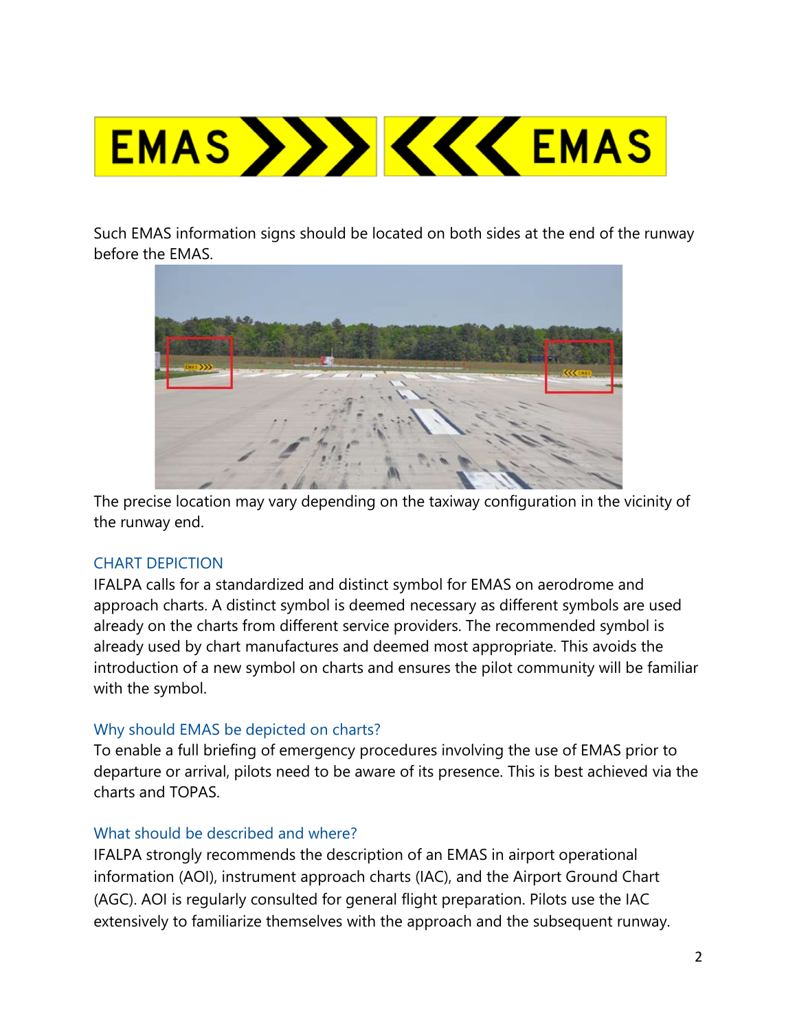Such EMAS information signs should be located on both sides at the end of the runway before the EMAS.

The precise location may vary depending on the taxiway configuration in the vicinity of the runway end.

## CHART DEPICTION

IFALPA calls for a standardized and distinct symbol for EMAS on aerodrome and approach charts. A distinct symbol is deemed necessary as different symbols are used already on the charts from different service providers. The recommended symbol is already used by chart manufactures and deemed most appropriate. This avoids the introduction of a new symbol on charts and ensures the pilot community will be familiar with the symbol.

### Why should EMAS be depicted on charts?

To enable a full briefing of emergency procedures involving the use of EMAS prior to departure or arrival, pilots need to be aware of its presence. This is best achieved via the charts and TOPAS.

### What should be described and where?

IFALPA strongly recommends the description of an EMAS in airport operational information (AOI), instrument approach charts (IAC), and the Airport Ground Chart (AGC). AOI is regularly consulted for general flight preparation. Pilots use the IAC extensively to familiarize themselves with the approach and the subsequent runway.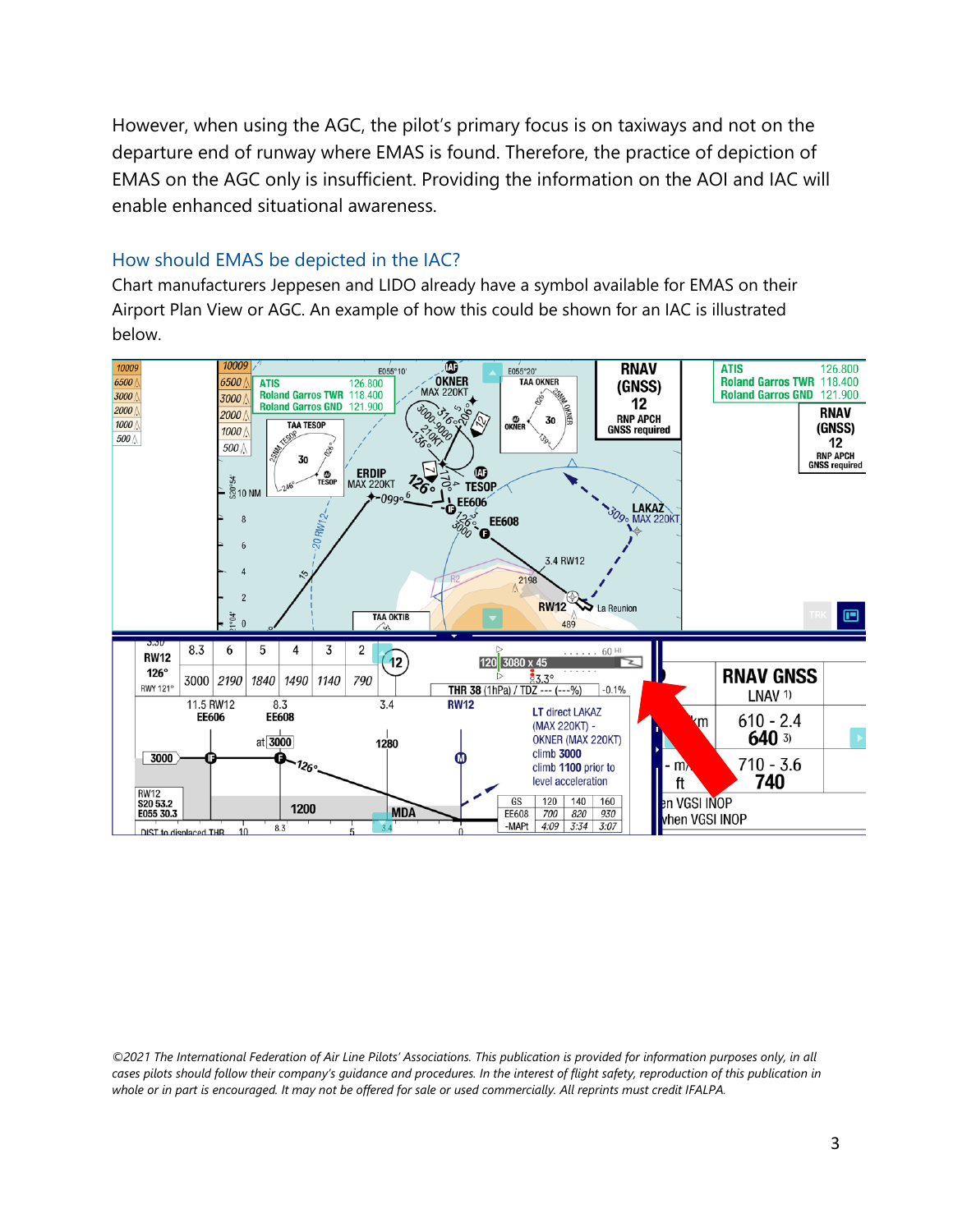However, when using the AGC, the pilot's primary focus is on taxiways and not on the departure end of runway where EMAS is found. Therefore, the practice of depiction of EMAS on the AGC only is insufficient. Providing the information on the AOI and IAC will enable enhanced situational awareness.

## How should EMAS be depicted in the IAC?

Chart manufacturers Jeppesen and LIDO already have a symbol available for EMAS on their Airport Plan View or AGC. An example of how this could be shown for an IAC is illustrated below.

*©2021 The International Federation of Air Line Pilots' Associations. This publication is provided for information purposes only, in all cases pilots should follow their company's guidance and procedures. In the interest of flight safety, reproduction of this publication in whole or in part is encouraged. It may not be offered for sale or used commercially. All reprints must credit IFALPA.*